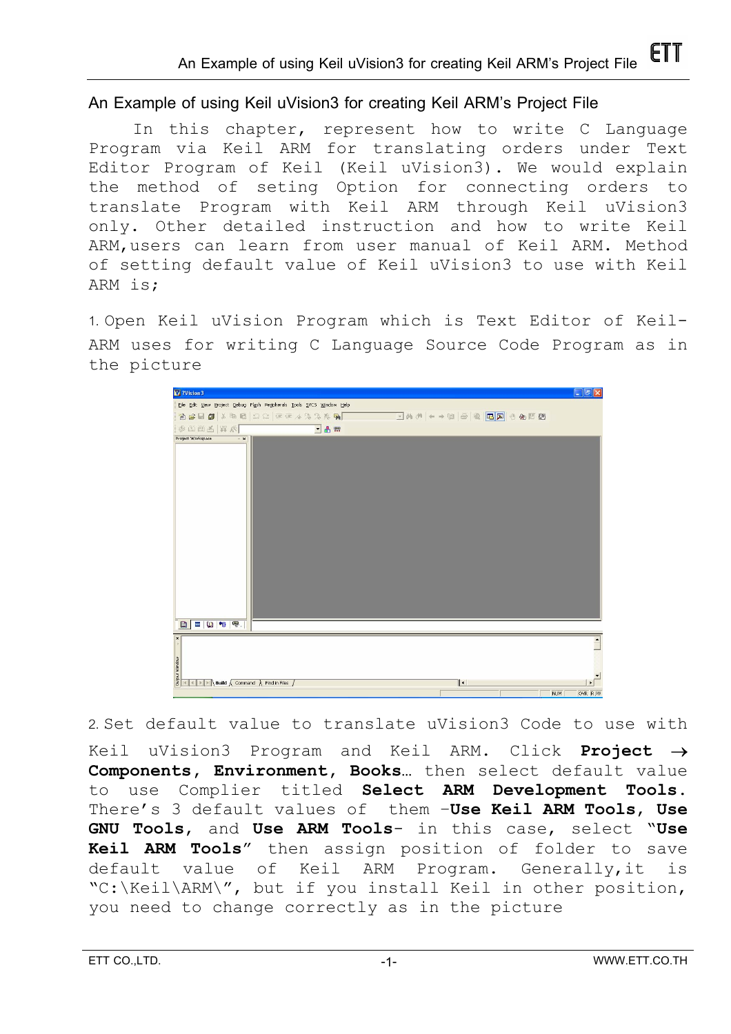## An Example of using Keil uVision3 for creating Keil ARM's Project File

In this chapter, represent how to write C Language Program via Keil ARM for translating orders under Text Editor Program of Keil (Keil uVision3). We would explain the method of seting Option for connecting orders to translate Program with Keil ARM through Keil uVision3 only. Other detailed instruction and how to write Keil ARM,users can learn from user manual of Keil ARM. Method of setting default value of Keil uVision3 to use with Keil ARM is;

1. Open Keil uVision Program which is Text Editor of Keil-ARM uses for writing C Language Source Code Program as in the picture

2. Set default value to translate uVision3 Code to use with Keil uVision3 Program and Keil ARM. Click **Project** → **Components, Environment, Books…** then select default value to use Complier titled **Select ARM Development Tools**. There's 3 default values of them –**Use Keil ARM Tools, Use GNU Tools**, and **Use ARM Tools**– in this case, select "**Use Keil ARM Tools**" then assign position of folder to save default value of Keil ARM Program. Generally,it is "C:\Keil\ARM\", but if you install Keil in other position, you need to change correctly as in the picture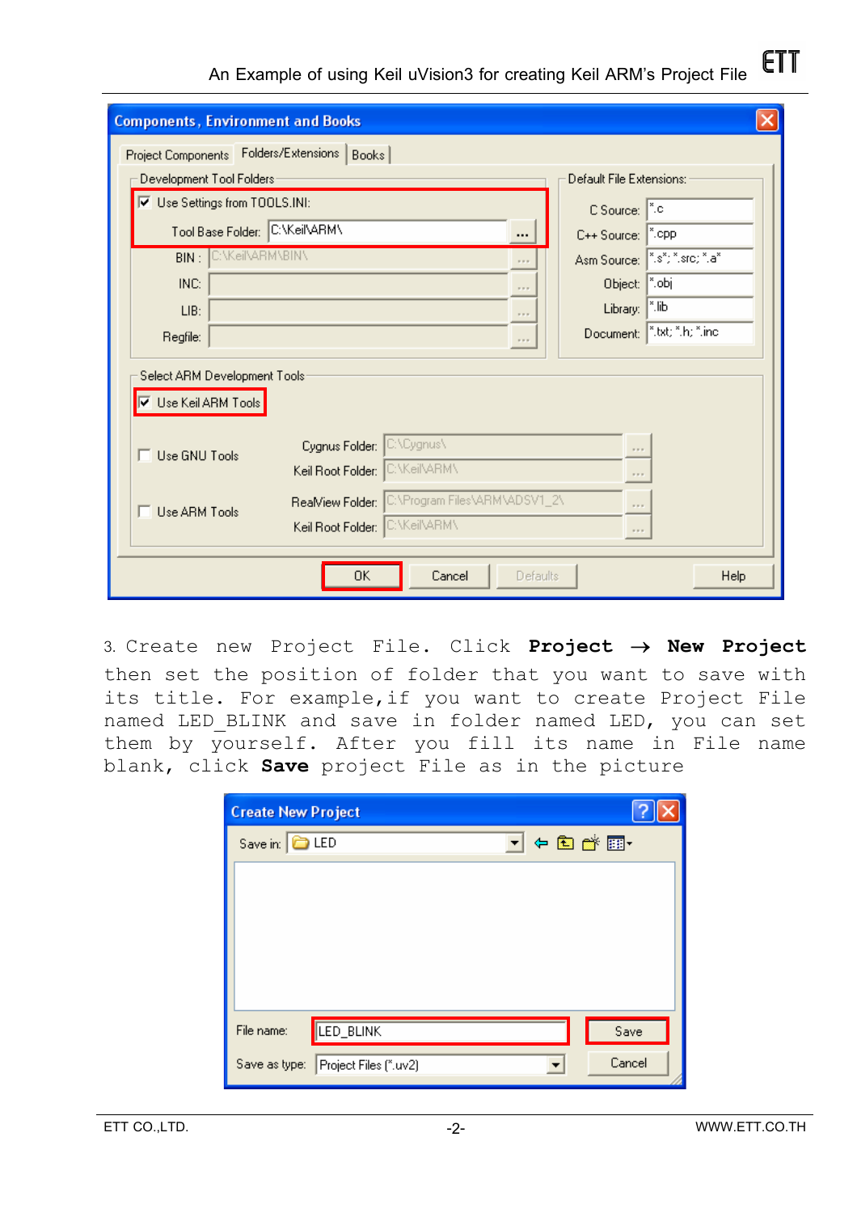3. Create new Project File. Click **Project → New Project** then set the position of folder that you want to save with its title. For example,if you want to create Project File named LED_BLINK and save in folder named LED, you can set them by yourself. After you fill its name in File name blank, click **Save** project File as in the picture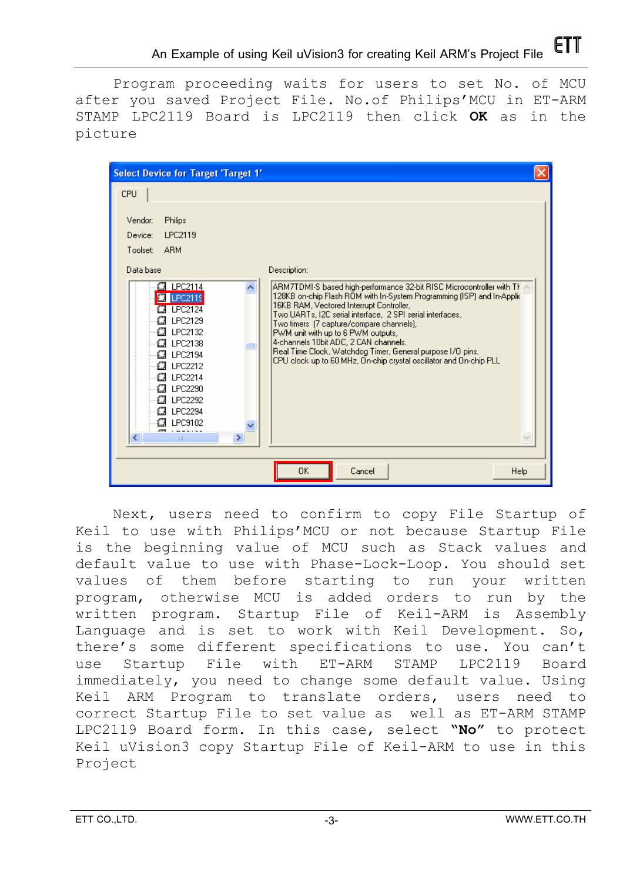Program proceeding waits for users to set No. of MCU after you saved Project File. No.of Philips'MCU in ET-ARM STAMP LPC2119 Board is LPC2119 then click **OK** as in the picture

Next, users need to confirm to copy File Startup of Keil to use with Philips'MCU or not because Startup File is the beginning value of MCU such as Stack values and default value to use with Phase-Lock-Loop. You should set values of them before starting to run your written program, otherwise MCU is added orders to run by the written program. Startup File of Keil-ARM is Assembly Language and is set to work with Keil Development. So, there's some different specifications to use. You can't use Startup File with ET-ARM STAMP LPC2119 Board immediately, you need to change some default value. Using Keil ARM Program to translate orders, users need to correct Startup File to set value as well as ET-ARM STAMP LPC2119 Board form. In this case, select **"No"** to protect Keil uVision3 copy Startup File of Keil-ARM to use in this Project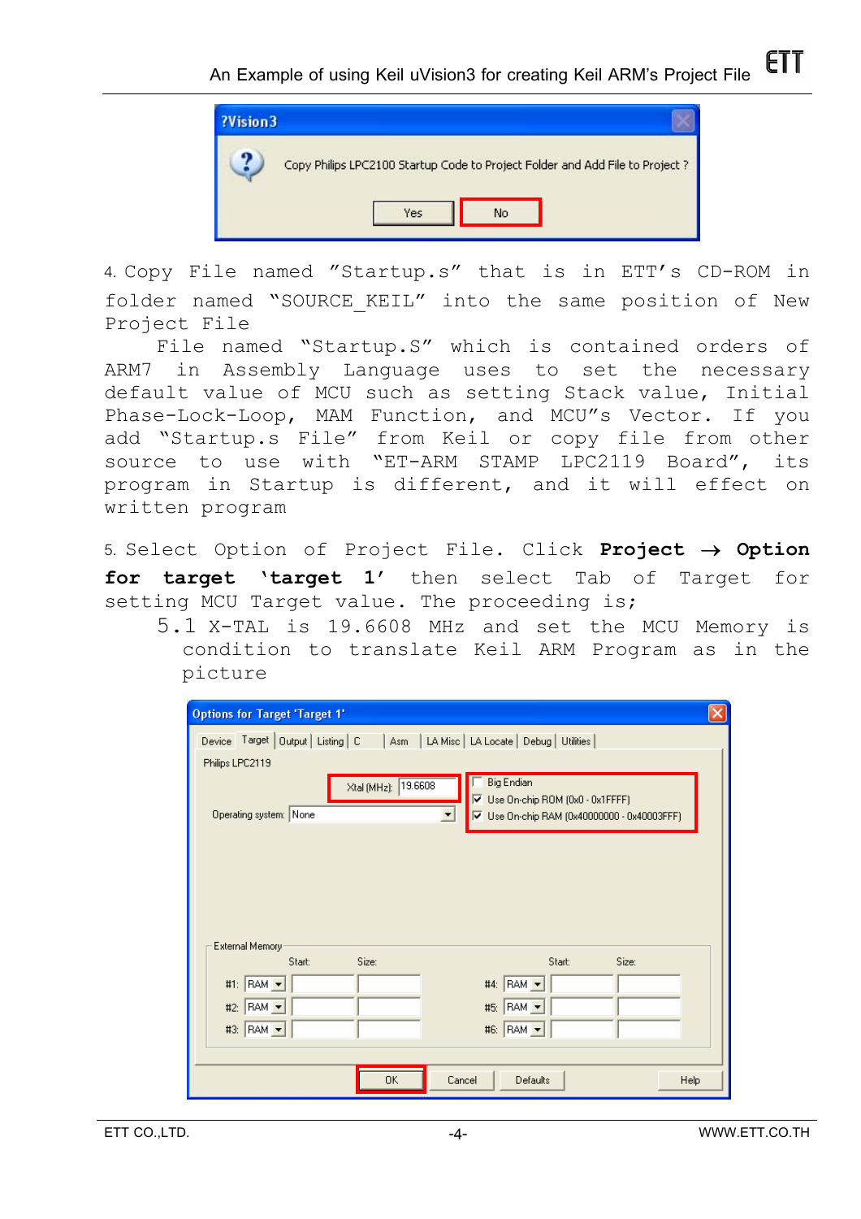4. Copy File named "Startup.s" that is in ETT's CD-ROM in folder named "SOURCE_KEIL" into the same position of New Project File

File named "Startup.S" which is contained orders of ARM7 in Assembly Language uses to set the necessary default value of MCU such as setting Stack value, Initial Phase-Lock-Loop, MAM Function, and MCU"s Vector. If you add "Startup.s File" from Keil or copy file from other source to use with "ET-ARM STAMP LPC2119 Board", its program in Startup is different, and it will effect on written program

5. Select Option of Project File. Click **Project → Option for target 'target 1'** then select Tab of Target for setting MCU Target value. The proceeding is;

5.1 X-TAL is 19.6608 MHz and set the MCU Memory is condition to translate Keil ARM Program as in the picture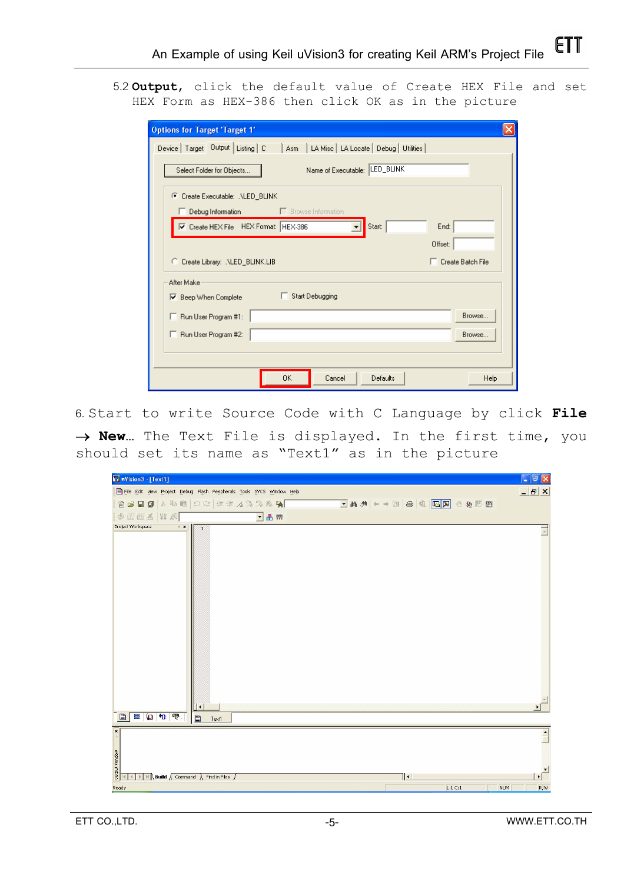5.2 **Output,** click the default value of Create HEX File and set HEX Form as HEX-386 then click OK as in the picture

6. Start to write Source Code with C Language by click **File → New…** The Text File is displayed. In the first time, you should set its name as "Text1" as in the picture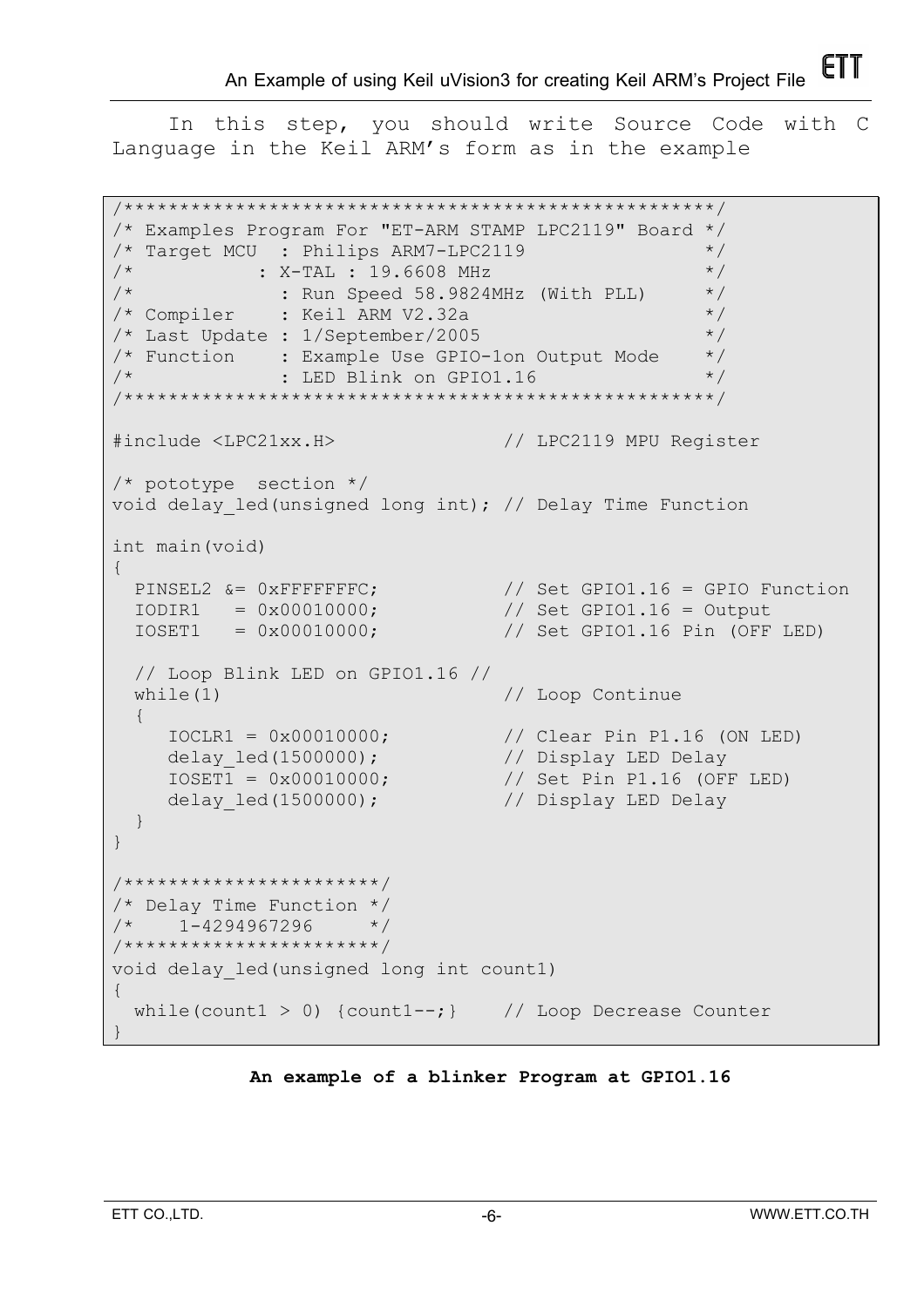In this step, you should write Source Code with C Language in the Keil ARM's form as in the example

```
/****************************************************/
/* Examples Program For "ET-ARM STAMP LPC2119" Board */
/* Target MCU  : Philips ARM7-LPC2119               */
/*           : X-TAL : 19.6608 MHz                  */
/*             : Run Speed 58.9824MHz (With PLL)    */
/* Compiler    : Keil ARM V2.32a                    */
/* Last Update : 1/September/2005                   */
/* Function    : Example Use GPIO-1on Output Mode   */
/*             : LED Blink on GPIO1.16              */
/****************************************************/

#include <LPC21xx.H>                 // LPC2119 MPU Register

/* pototype  section */
void delay_led(unsigned long int); // Delay Time Function

int main(void)
{
  PINSEL2 &= 0xFFFFFFFC;             // Set GPIO1.16 = GPIO Function
  IODIR1   = 0x00010000;             // Set GPIO1.16 = Output
  IOSET1   = 0x00010000;             // Set GPIO1.16 Pin (OFF LED)

  // Loop Blink LED on GPIO1.16 //
  while(1)                           // Loop Continue
  {
     IOCLR1 = 0x00010000;            // Clear Pin P1.16 (ON LED)
     delay_led(1500000);             // Display LED Delay
     IOSET1 = 0x00010000;            // Set Pin P1.16 (OFF LED)
     delay_led(1500000);             // Display LED Delay
  }
}

/**********************/
/* Delay Time Function */
/*    1-4294967296    */
/**********************/
void delay_led(unsigned long int count1)
{
  while(count1 > 0) {count1--;}     // Loop Decrease Counter
}
```

**An example of a blinker Program at GPIO1.16**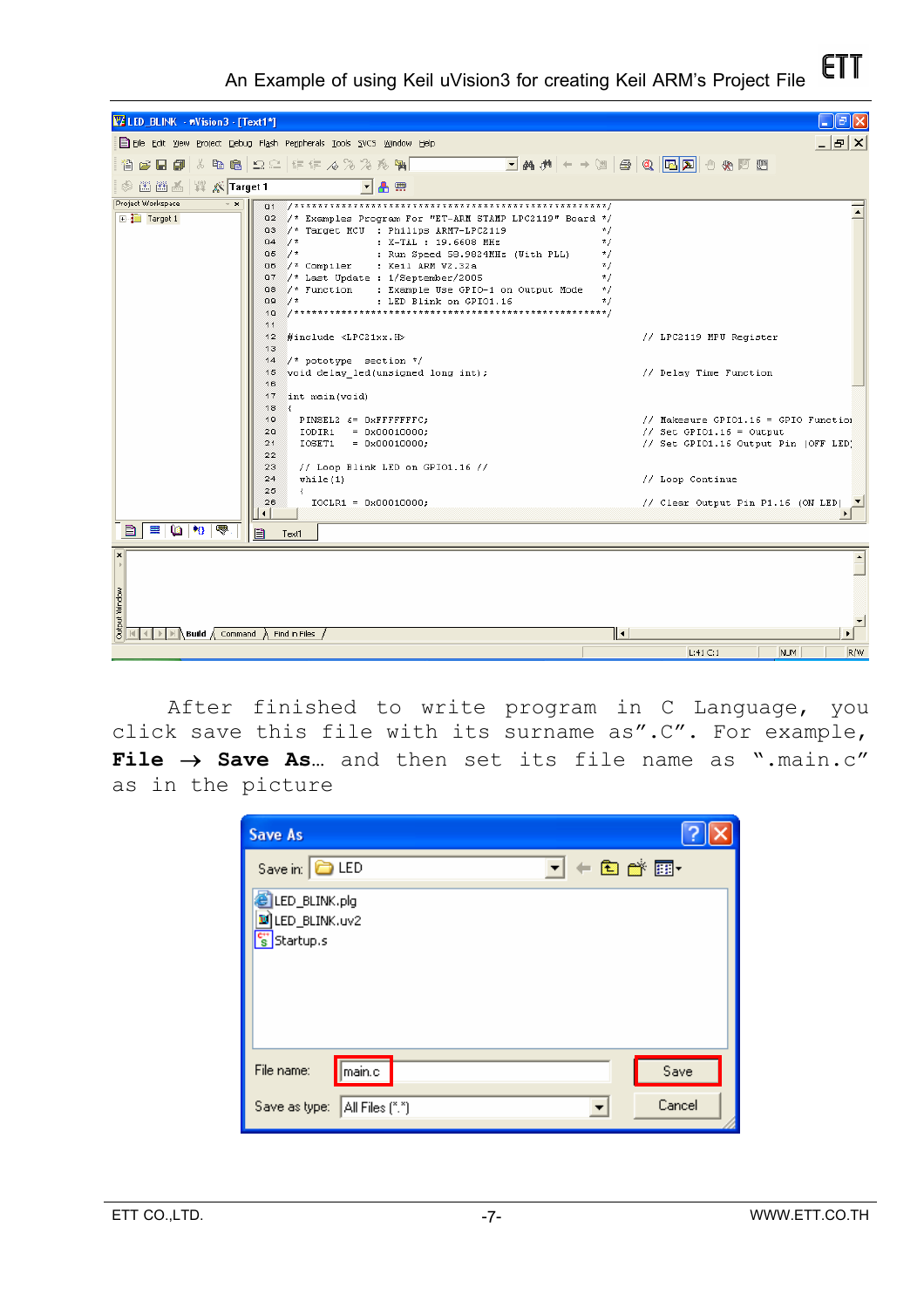After finished to write program in C Language, you click save this file with its surname as".C". For example, **File → Save As…** and then set its file name as ".main.c" as in the picture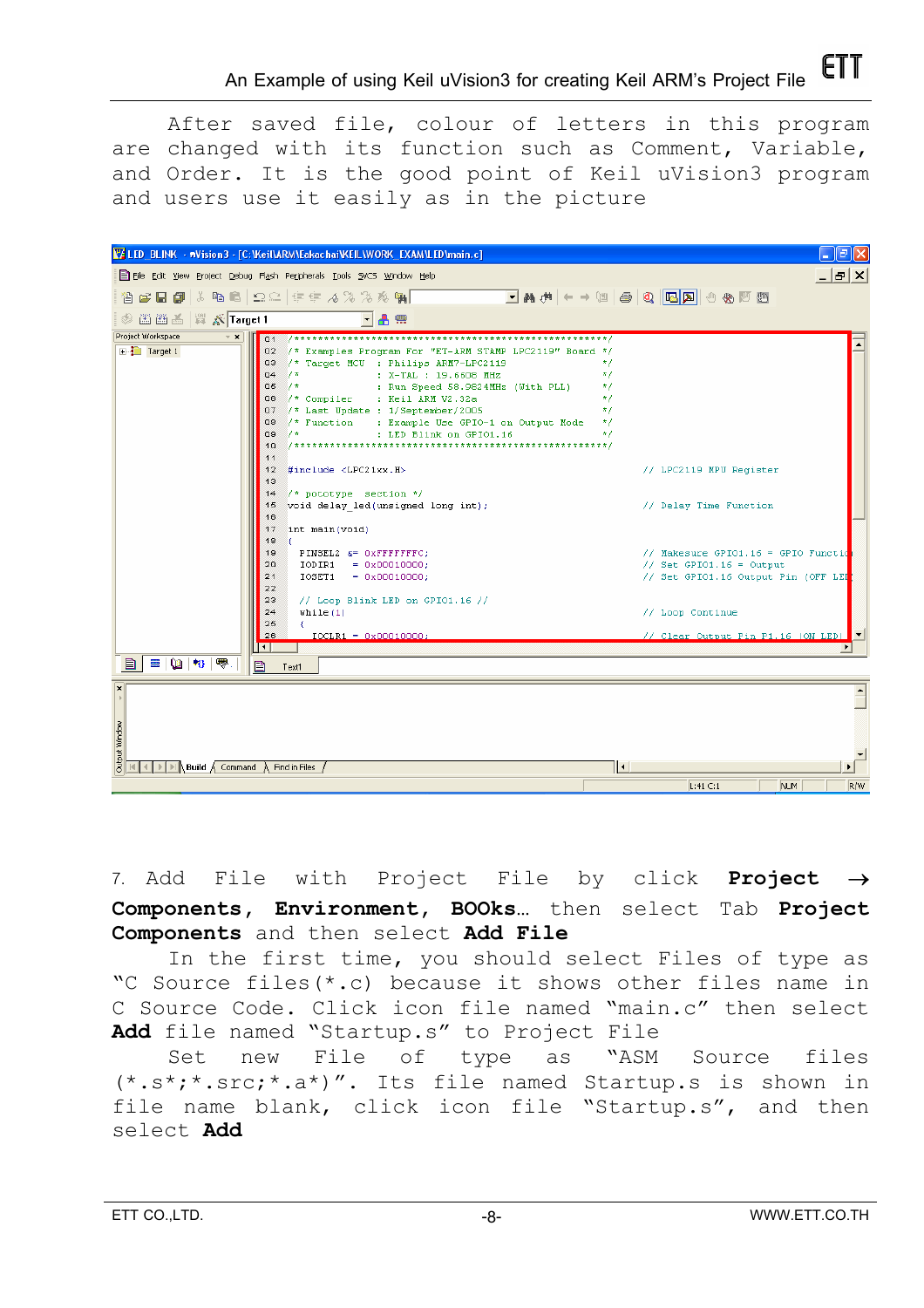After saved file, colour of letters in this program are changed with its function such as Comment, Variable, and Order. It is the good point of Keil uVision3 program and users use it easily as in the picture

7. Add File with Project File by click **Project → Components, Environment, BOOks…** then select Tab **Project Components** and then select **Add File**

In the first time, you should select Files of type as "C Source files(*.c) because it shows other files name in C Source Code. Click icon file named "main.c" then select **Add** file named "Startup.s" to Project File

Set new File of type as "ASM Source files (*.s*;*.src;*.a*)". Its file named Startup.s is shown in file name blank, click icon file "Startup.s", and then select **Add**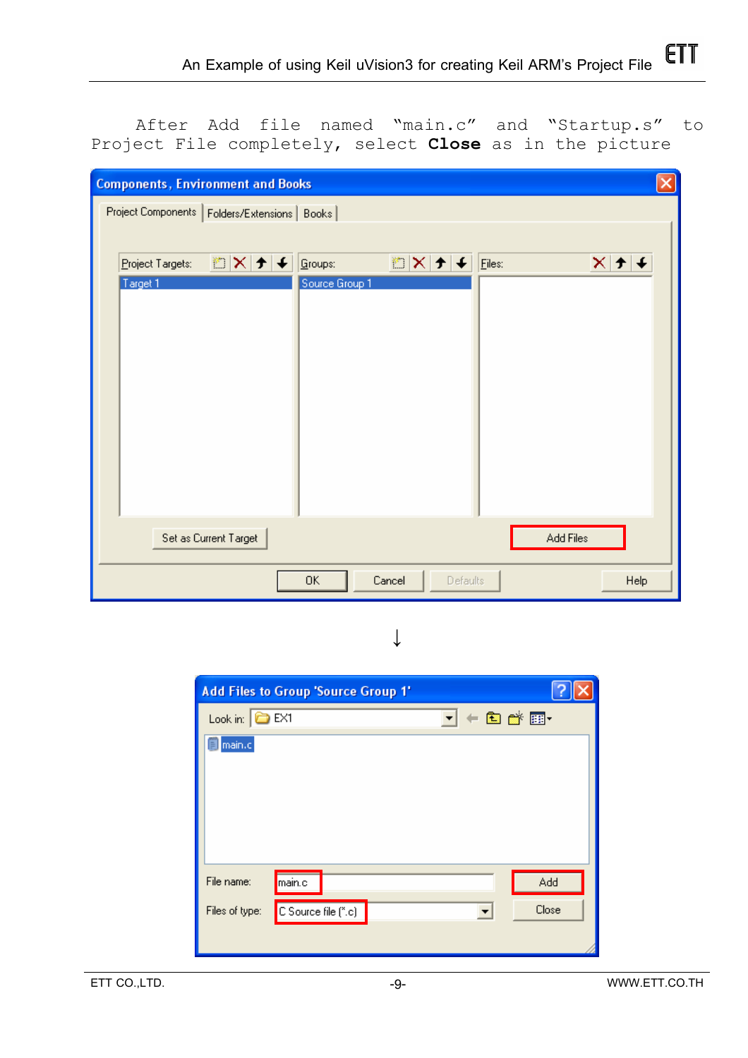After Add file named "main.c" and "Startup.s" to Project File completely, select **Close** as in the picture

↓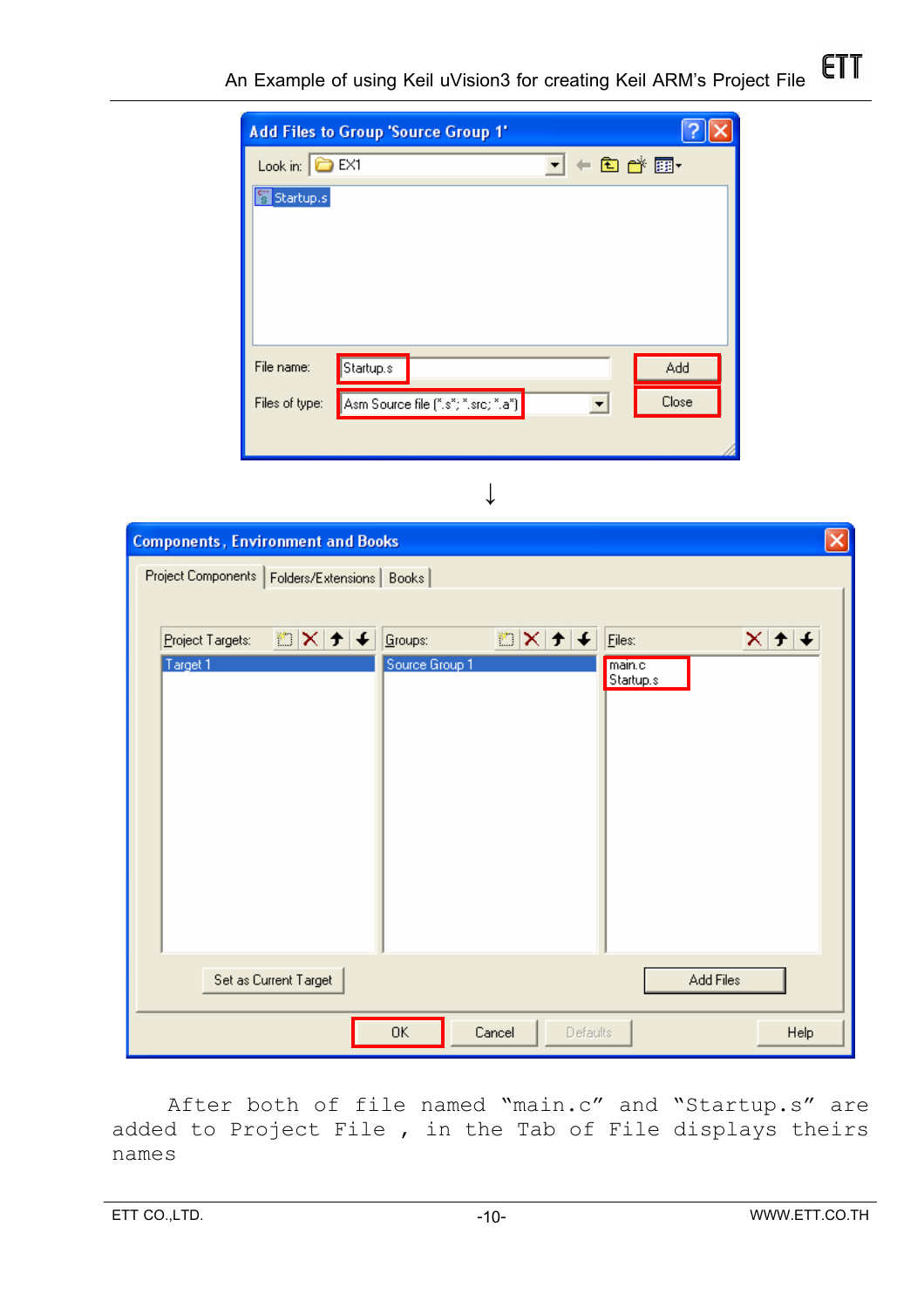After both of file named "main.c" and "Startup.s" are added to Project File , in the Tab of File displays theirs names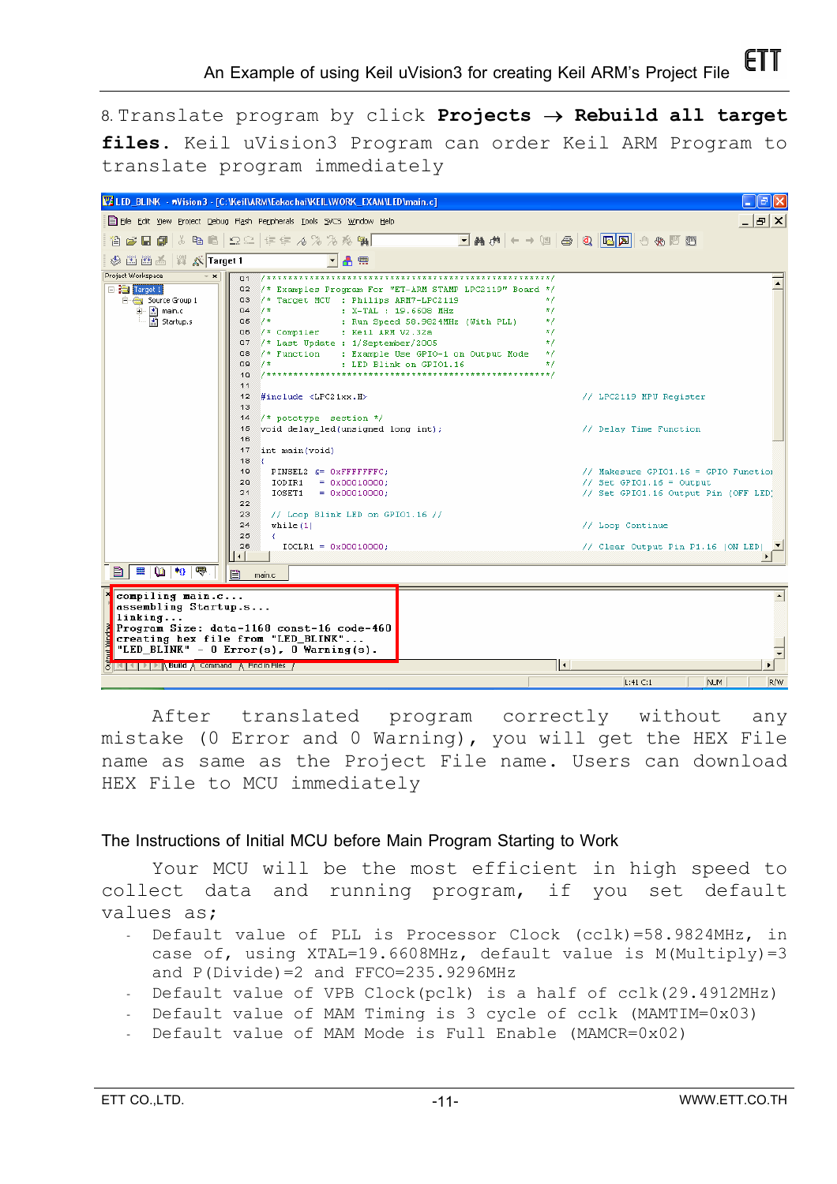8. Translate program by click **Projects → Rebuild all target files.** Keil uVision3 Program can order Keil ARM Program to translate program immediately

```
compiling main.c...
assembling Startup.s...
linking...
Program Size: data=1168 const-16 code-460
creating hex file from "LED_BLINK"...
"LED_BLINK" - 0 Error(s), 0 Warning(s).
```

After translated program correctly without any mistake (0 Error and 0 Warning), you will get the HEX File name as same as the Project File name. Users can download HEX File to MCU immediately

## The Instructions of Initial MCU before Main Program Starting to Work

Your MCU will be the most efficient in high speed to collect data and running program, if you set default values as;

- Default value of PLL is Processor Clock (cclk)=58.9824MHz, in case of, using XTAL=19.6608MHz, default value is M(Multiply)=3 and P(Divide)=2 and FFCO=235.9296MHz
- Default value of VPB Clock(pclk) is a half of cclk(29.4912MHz)
- Default value of MAM Timing is 3 cycle of cclk (MAMTIM=0x03)
- Default value of MAM Mode is Full Enable (MAMCR=0x02)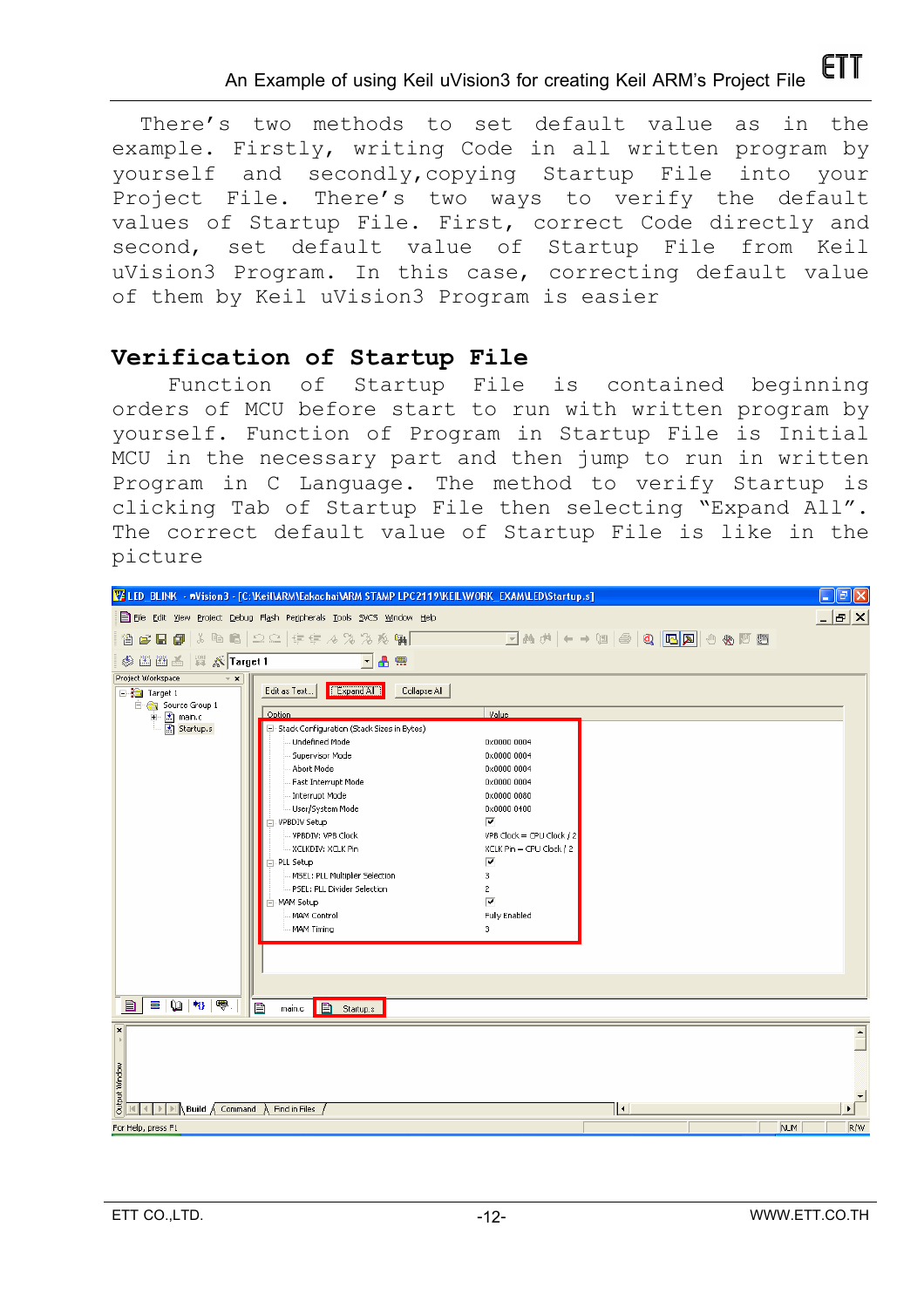There's two methods to set default value as in the example. Firstly, writing Code in all written program by yourself and secondly, copying Startup File into your Project File. There's two ways to verify the default values of Startup File. First, correct Code directly and second, set default value of Startup File from Keil uVision3 Program. In this case, correcting default value of them by Keil uVision3 Program is easier

## Verification of Startup File

Function of Startup File is contained beginning orders of MCU before start to run with written program by yourself. Function of Program in Startup File is Initial MCU in the necessary part and then jump to run in written Program in C Language. The method to verify Startup is clicking Tab of Startup File then selecting "Expand All". The correct default value of Startup File is like in the picture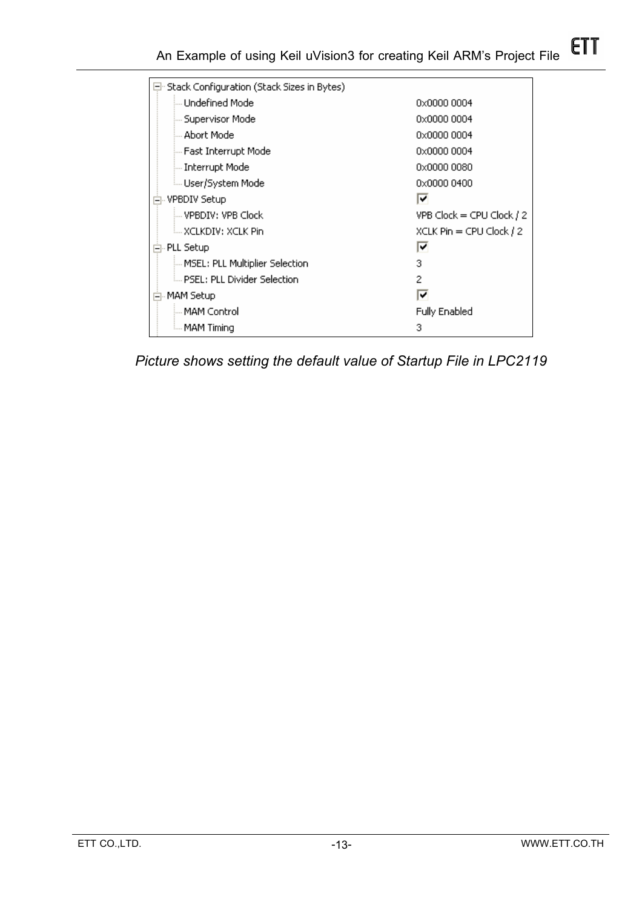| Setting | Value |
|---|---|
| Stack Configuration (Stack Sizes in Bytes) | |
| Undefined Mode | 0x0000 0004 |
| Supervisor Mode | 0x0000 0004 |
| Abort Mode | 0x0000 0004 |
| Fast Interrupt Mode | 0x0000 0004 |
| Interrupt Mode | 0x0000 0080 |
| User/System Mode | 0x0000 0400 |
| VPBDIV Setup | ☑ |
| VPBDIV: VPB Clock | VPB Clock = CPU Clock / 2 |
| XCLKDIV: XCLK Pin | XCLK Pin = CPU Clock / 2 |
| PLL Setup | ☑ |
| MSEL: PLL Multiplier Selection | 3 |
| PSEL: PLL Divider Selection | 2 |
| MAM Setup | ☑ |
| MAM Control | Fully Enabled |
| MAM Timing | 3 |

*Picture shows setting the default value of Startup File in LPC2119*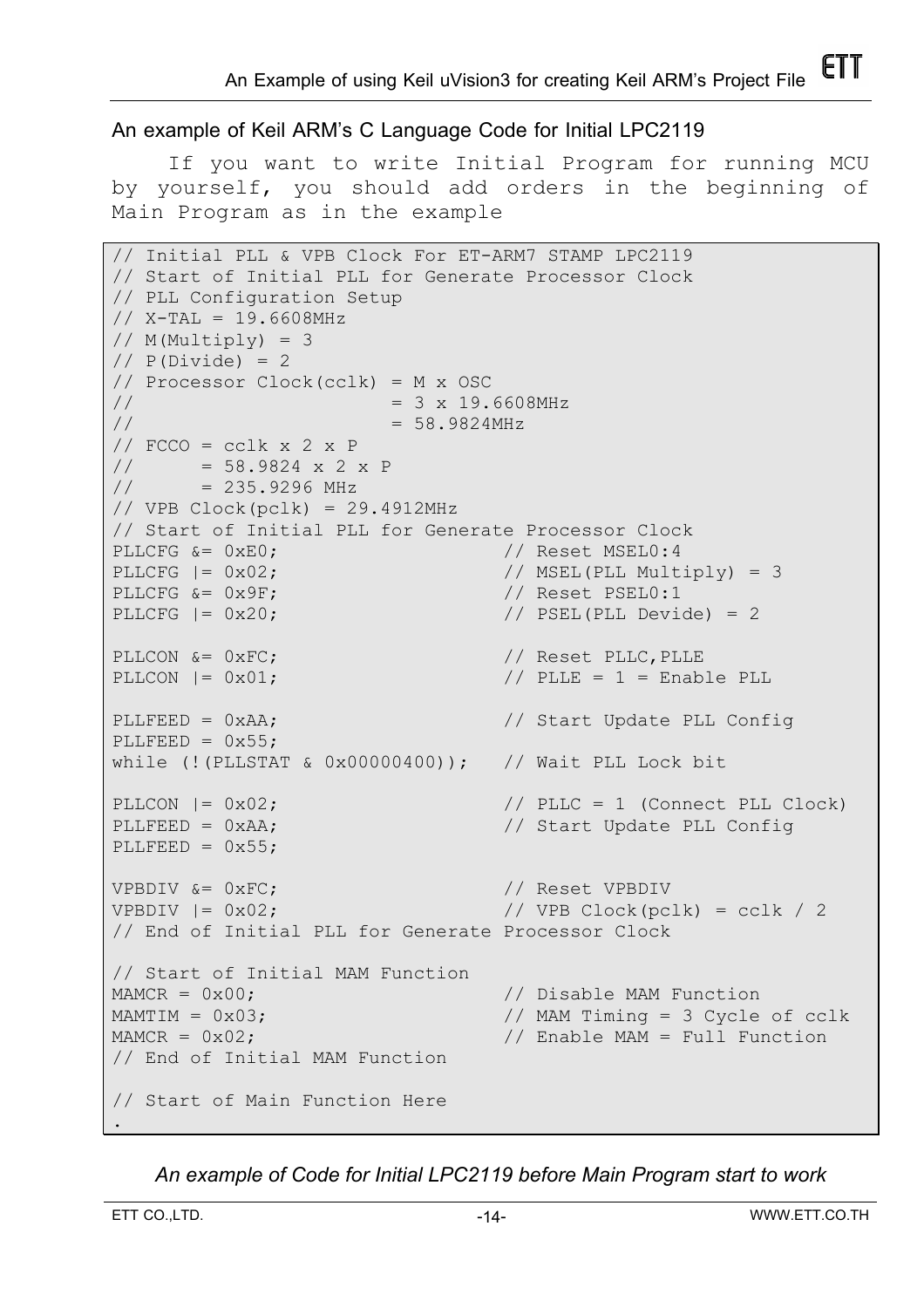## An example of Keil ARM's C Language Code for Initial LPC2119

If you want to write Initial Program for running MCU by yourself, you should add orders in the beginning of Main Program as in the example

```
// Initial PLL & VPB Clock For ET-ARM7 STAMP LPC2119
// Start of Initial PLL for Generate Processor Clock
// PLL Configuration Setup
// X-TAL = 19.6608MHz
// M(Multiply) = 3
// P(Divide) = 2
// Processor Clock(cclk) = M x OSC
//                       = 3 x 19.6608MHz
//                       = 58.9824MHz
// FCCO = cclk x 2 x P
//      = 58.9824 x 2 x P
//      = 235.9296 MHz
// VPB Clock(pclk) = 29.4912MHz
// Start of Initial PLL for Generate Processor Clock
PLLCFG &= 0xE0;                    // Reset MSEL0:4
PLLCFG |= 0x02;                    // MSEL(PLL Multiply) = 3
PLLCFG &= 0x9F;                    // Reset PSEL0:1
PLLCFG |= 0x20;                    // PSEL(PLL Devide) = 2

PLLCON &= 0xFC;                    // Reset PLLC,PLLE
PLLCON |= 0x01;                    // PLLE = 1 = Enable PLL

PLLFEED = 0xAA;                    // Start Update PLL Config
PLLFEED = 0x55;
while (!(PLLSTAT & 0x00000400));   // Wait PLL Lock bit

PLLCON |= 0x02;                    // PLLC = 1 (Connect PLL Clock)
PLLFEED = 0xAA;                    // Start Update PLL Config
PLLFEED = 0x55;

VPBDIV &= 0xFC;                    // Reset VPBDIV
VPBDIV |= 0x02;                    // VPB Clock(pclk) = cclk / 2
// End of Initial PLL for Generate Processor Clock

// Start of Initial MAM Function
MAMCR = 0x00;                      // Disable MAM Function
MAMTIM = 0x03;                     // MAM Timing = 3 Cycle of cclk
MAMCR = 0x02;                      // Enable MAM = Full Function
// End of Initial MAM Function

// Start of Main Function Here
.
```

*An example of Code for Initial LPC2119 before Main Program start to work*